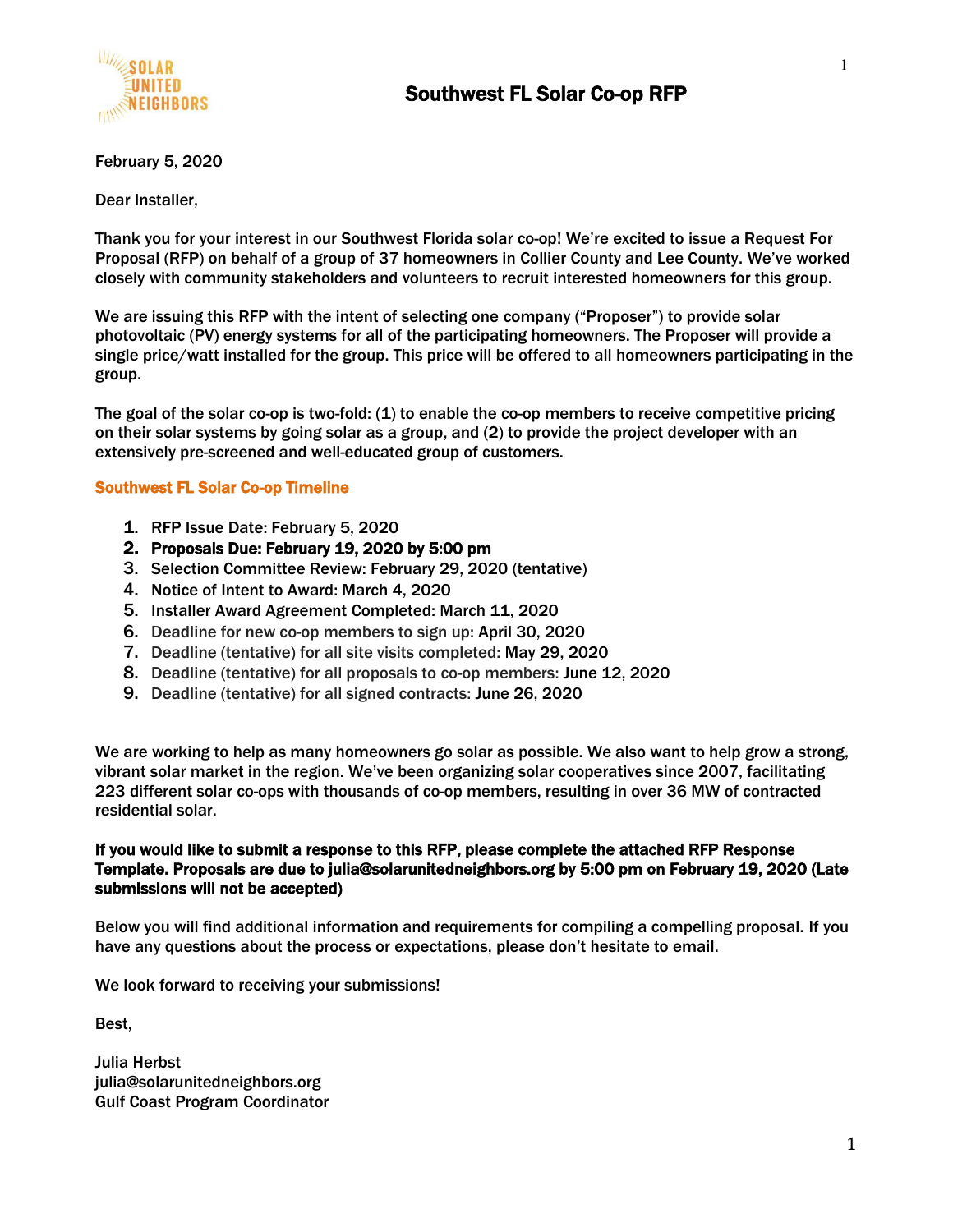# Southwest FL Solar Co-op RFP

February 5, 2020

Dear Installer,

Thank you for your interest in our Southwest Florida solar co-op! We're excited to issue a Request For Proposal (RFP) on behalf of a group of 37 homeowners in Collier County and Lee County. We've worked closely with community stakeholders and volunteers to recruit interested homeowners for this group.

We are issuing this RFP with the intent of selecting one company ("Proposer") to provide solar photovoltaic (PV) energy systems for all of the participating homeowners. The Proposer will provide a single price/watt installed for the group. This price will be offered to all homeowners participating in the group.

The goal of the solar co-op is two-fold: (1) to enable the co-op members to receive competitive pricing on their solar systems by going solar as a group, and (2) to provide the project developer with an extensively pre-screened and well-educated group of customers.

## Southwest FL Solar Co-op Timeline

1. RFP Issue Date: February 5, 2020
2. **Proposals Due: February 19, 2020 by 5:00 pm**
3. Selection Committee Review: February 29, 2020 (tentative)
4. Notice of Intent to Award: March 4, 2020
5. Installer Award Agreement Completed: March 11, 2020
6. Deadline for new co-op members to sign up: April 30, 2020
7. Deadline (tentative) for all site visits completed: May 29, 2020
8. Deadline (tentative) for all proposals to co-op members: June 12, 2020
9. Deadline (tentative) for all signed contracts: June 26, 2020

We are working to help as many homeowners go solar as possible. We also want to help grow a strong, vibrant solar market in the region. We've been organizing solar cooperatives since 2007, facilitating 223 different solar co-ops with thousands of co-op members, resulting in over 36 MW of contracted residential solar.

**If you would like to submit a response to this RFP, please complete the attached RFP Response Template. Proposals are due to julia@solarunitedneighbors.org by 5:00 pm on February 19, 2020 (Late submissions will not be accepted)**

Below you will find additional information and requirements for compiling a compelling proposal. If you have any questions about the process or expectations, please don't hesitate to email.

We look forward to receiving your submissions!

Best,

Julia Herbst
julia@solarunitedneighbors.org
Gulf Coast Program Coordinator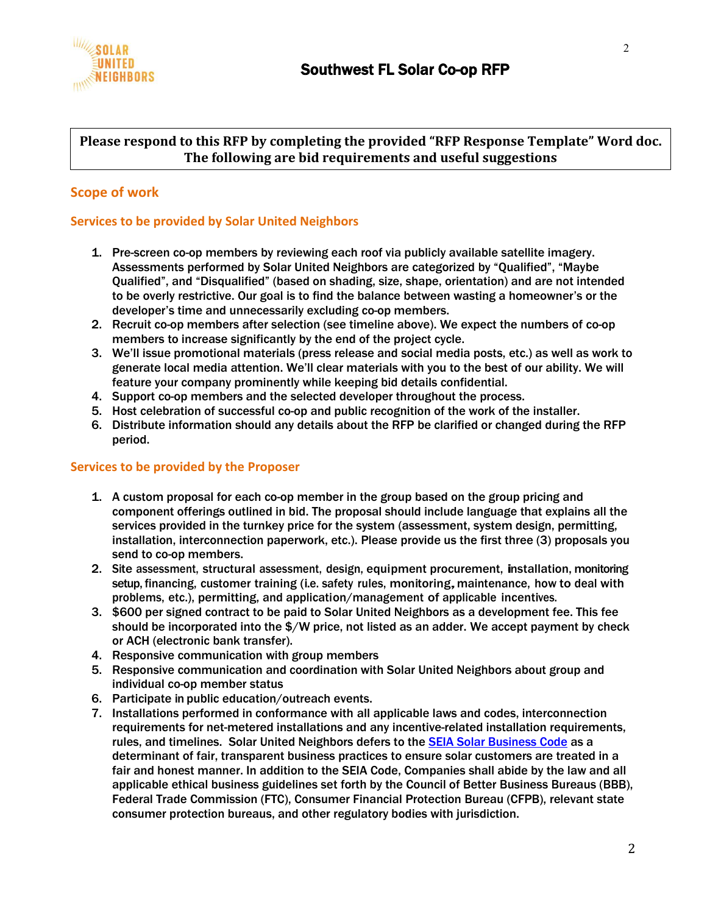**Please respond to this RFP by completing the provided "RFP Response Template" Word doc. The following are bid requirements and useful suggestions**

## Scope of work

### Services to be provided by Solar United Neighbors

1. Pre-screen co-op members by reviewing each roof via publicly available satellite imagery. Assessments performed by Solar United Neighbors are categorized by "Qualified", "Maybe Qualified", and "Disqualified" (based on shading, size, shape, orientation) and are not intended to be overly restrictive. Our goal is to find the balance between wasting a homeowner's or the developer's time and unnecessarily excluding co-op members.
2. Recruit co-op members after selection (see timeline above). We expect the numbers of co-op members to increase significantly by the end of the project cycle.
3. We'll issue promotional materials (press release and social media posts, etc.) as well as work to generate local media attention. We'll clear materials with you to the best of our ability. We will feature your company prominently while keeping bid details confidential.
4. Support co-op members and the selected developer throughout the process.
5. Host celebration of successful co-op and public recognition of the work of the installer.
6. Distribute information should any details about the RFP be clarified or changed during the RFP period.

### Services to be provided by the Proposer

1. A custom proposal for each co-op member in the group based on the group pricing and component offerings outlined in bid. The proposal should include language that explains all the services provided in the turnkey price for the system (assessment, system design, permitting, installation, interconnection paperwork, etc.). Please provide us the first three (3) proposals you send to co-op members.
2. Site assessment, structural assessment, design, equipment procurement, installation, monitoring setup, financing, customer training (i.e. safety rules, monitoring, maintenance, how to deal with problems, etc.), permitting, and application/management of applicable incentives.
3. $600 per signed contract to be paid to Solar United Neighbors as a development fee. This fee should be incorporated into the $/W price, not listed as an adder. We accept payment by check or ACH (electronic bank transfer).
4. Responsive communication with group members
5. Responsive communication and coordination with Solar United Neighbors about group and individual co-op member status
6. Participate in public education/outreach events.
7. Installations performed in conformance with all applicable laws and codes, interconnection requirements for net-metered installations and any incentive-related installation requirements, rules, and timelines. Solar United Neighbors defers to the [SEIA Solar Business Code](#) as a determinant of fair, transparent business practices to ensure solar customers are treated in a fair and honest manner. In addition to the SEIA Code, Companies shall abide by the law and all applicable ethical business guidelines set forth by the Council of Better Business Bureaus (BBB), Federal Trade Commission (FTC), Consumer Financial Protection Bureau (CFPB), relevant state consumer protection bureaus, and other regulatory bodies with jurisdiction.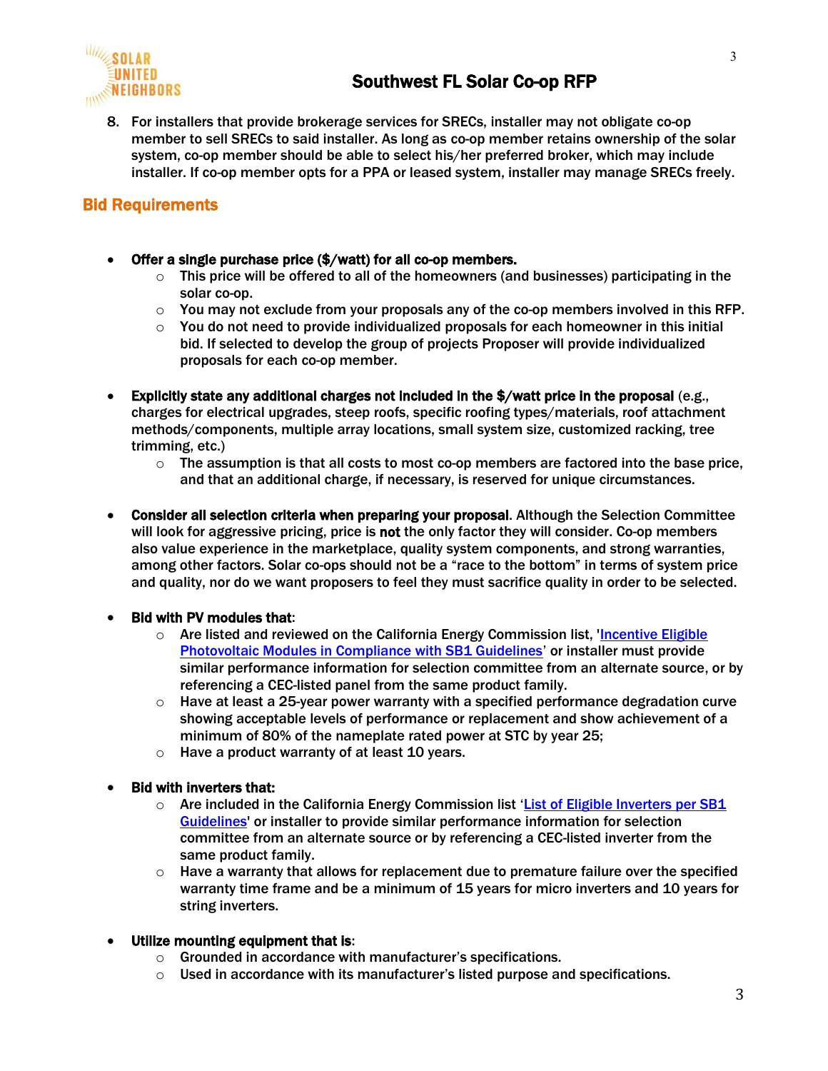8. For installers that provide brokerage services for SRECs, installer may not obligate co-op member to sell SRECs to said installer. As long as co-op member retains ownership of the solar system, co-op member should be able to select his/her preferred broker, which may include installer. If co-op member opts for a PPA or leased system, installer may manage SRECs freely.

## Bid Requirements

- **Offer a single purchase price ($/watt) for all co-op members.**
  - This price will be offered to all of the homeowners (and businesses) participating in the solar co-op.
  - You may not exclude from your proposals any of the co-op members involved in this RFP.
  - You do not need to provide individualized proposals for each homeowner in this initial bid. If selected to develop the group of projects Proposer will provide individualized proposals for each co-op member.

- **Explicitly state any additional charges not included in the $/watt price in the proposal** (e.g., charges for electrical upgrades, steep roofs, specific roofing types/materials, roof attachment methods/components, multiple array locations, small system size, customized racking, tree trimming, etc.)
  - The assumption is that all costs to most co-op members are factored into the base price, and that an additional charge, if necessary, is reserved for unique circumstances.

- **Consider all selection criteria when preparing your proposal**. Although the Selection Committee will look for aggressive pricing, price is **not** the only factor they will consider. Co-op members also value experience in the marketplace, quality system components, and strong warranties, among other factors. Solar co-ops should not be a "race to the bottom" in terms of system price and quality, nor do we want proposers to feel they must sacrifice quality in order to be selected.

- **Bid with PV modules that**:
  - Are listed and reviewed on the California Energy Commission list, 'Incentive Eligible Photovoltaic Modules in Compliance with SB1 Guidelines' or installer must provide similar performance information for selection committee from an alternate source, or by referencing a CEC-listed panel from the same product family.
  - Have at least a 25-year power warranty with a specified performance degradation curve showing acceptable levels of performance or replacement and show achievement of a minimum of 80% of the nameplate rated power at STC by year 25;
  - Have a product warranty of at least 10 years.

- **Bid with inverters that:**
  - Are included in the California Energy Commission list 'List of Eligible Inverters per SB1 Guidelines' or installer to provide similar performance information for selection committee from an alternate source or by referencing a CEC-listed inverter from the same product family.
  - Have a warranty that allows for replacement due to premature failure over the specified warranty time frame and be a minimum of 15 years for micro inverters and 10 years for string inverters.

- **Utilize mounting equipment that is**:
  - Grounded in accordance with manufacturer's specifications.
  - Used in accordance with its manufacturer's listed purpose and specifications.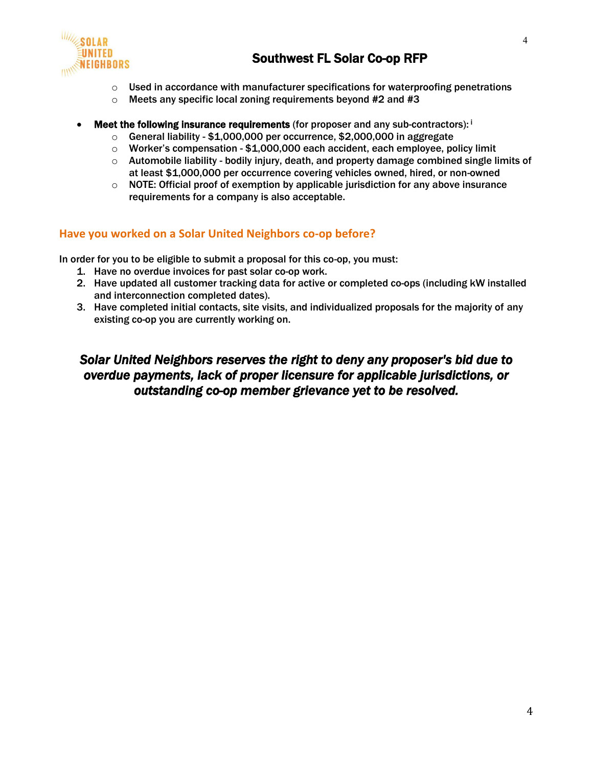- Used in accordance with manufacturer specifications for waterproofing penetrations
   - Meets any specific local zoning requirements beyond #2 and #3

- **Meet the following insurance requirements** (for proposer and any sub-contractors): [i]
   - General liability - $1,000,000 per occurrence, $2,000,000 in aggregate
   - Worker's compensation - $1,000,000 each accident, each employee, policy limit
   - Automobile liability - bodily injury, death, and property damage combined single limits of at least $1,000,000 per occurrence covering vehicles owned, hired, or non-owned
   - NOTE: Official proof of exemption by applicable jurisdiction for any above insurance requirements for a company is also acceptable.

## Have you worked on a Solar United Neighbors co-op before?

In order for you to be eligible to submit a proposal for this co-op, you must:

1. Have no overdue invoices for past solar co-op work.
2. Have updated all customer tracking data for active or completed co-ops (including kW installed and interconnection completed dates).
3. Have completed initial contacts, site visits, and individualized proposals for the majority of any existing co-op you are currently working on.

***Solar United Neighbors reserves the right to deny any proposer's bid due to overdue payments, lack of proper licensure for applicable jurisdictions, or outstanding co-op member grievance yet to be resolved.***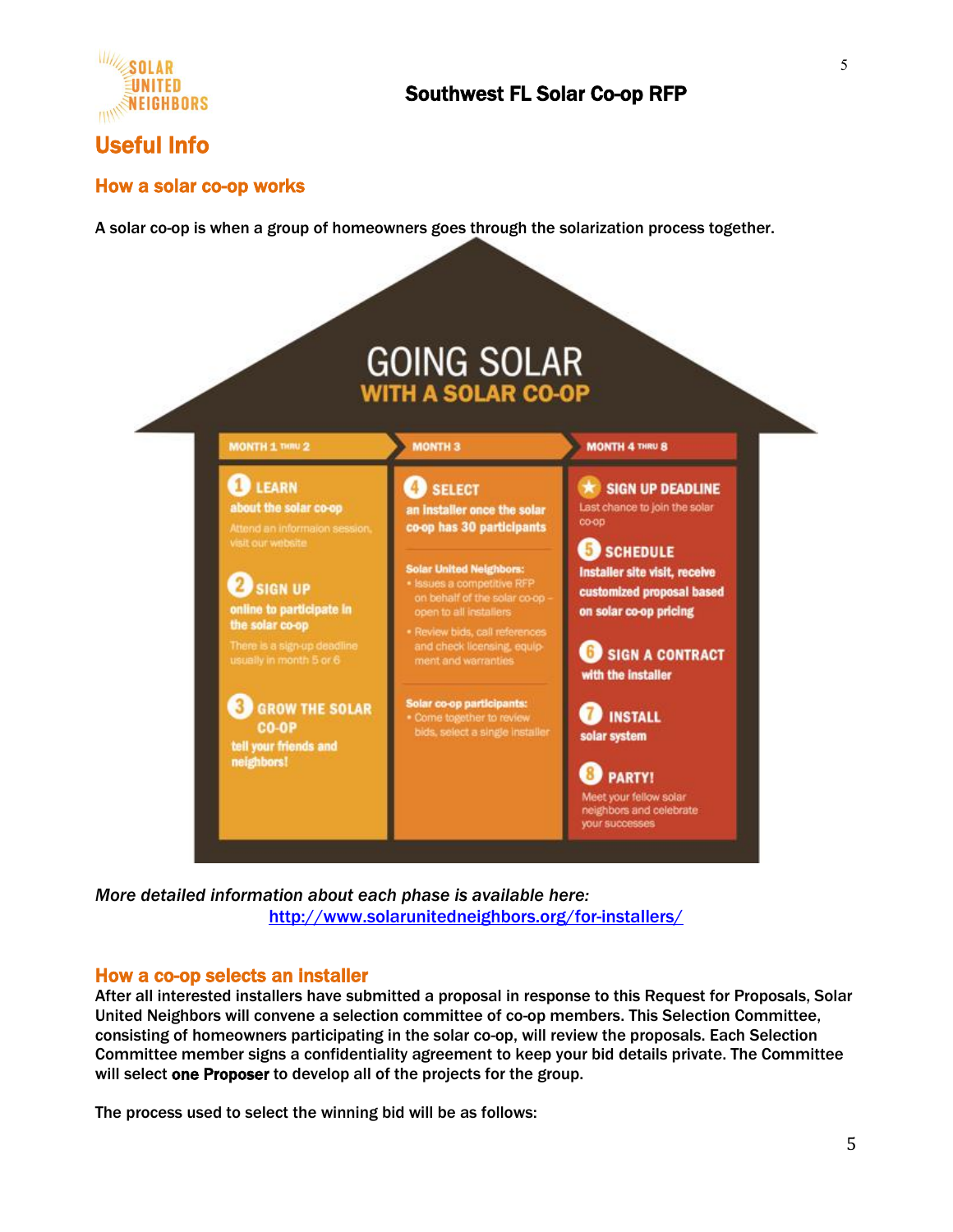# Useful Info

## How a solar co-op works

A solar co-op is when a group of homeowners goes through the solarization process together.

**GOING SOLAR**
**WITH A SOLAR CO-OP**

**MONTH 1 THRU 2**

**1 LEARN**
about the solar co-op
Attend an information session, visit our website

**2 SIGN UP**
online to participate in the solar co-op
There is a sign-up deadline usually in month 5 or 6

**3 GROW THE SOLAR CO-OP**
tell your friends and neighbors!

**MONTH 3**

**4 SELECT**
an installer once the solar co-op has 30 participants

Solar United Neighbors:
- Issues a competitive RFP on behalf of the solar co-op – open to all installers
- Review bids, call references and check licensing, equipment and warranties

Solar co-op participants:
- Come together to review bids, select a single installer

**MONTH 4 THRU 8**

**★ SIGN UP DEADLINE**
Last chance to join the solar co-op

**5 SCHEDULE**
Installer site visit, receive customized proposal based on solar co-op pricing

**6 SIGN A CONTRACT**
with the installer

**7 INSTALL**
solar system

**8 PARTY!**
Meet your fellow solar neighbors and celebrate your successes

*More detailed information about each phase is available here:*
http://www.solarunitedneighbors.org/for-installers/

## How a co-op selects an installer

After all interested installers have submitted a proposal in response to this Request for Proposals, Solar United Neighbors will convene a selection committee of co-op members. This Selection Committee, consisting of homeowners participating in the solar co-op, will review the proposals. Each Selection Committee member signs a confidentiality agreement to keep your bid details private. The Committee will select **one Proposer** to develop all of the projects for the group.

The process used to select the winning bid will be as follows: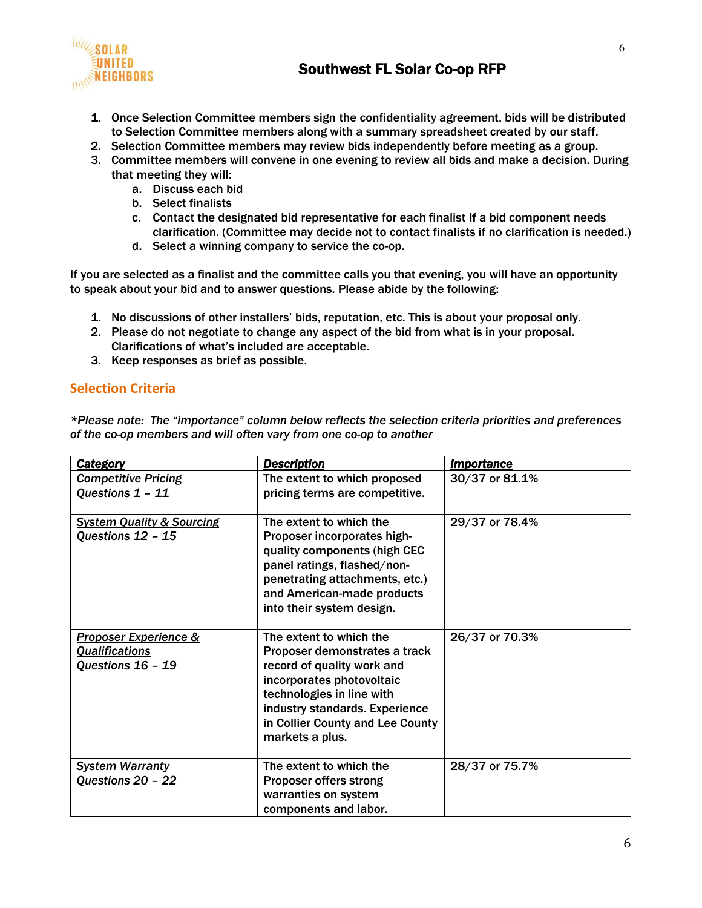1. Once Selection Committee members sign the confidentiality agreement, bids will be distributed to Selection Committee members along with a summary spreadsheet created by our staff.
2. Selection Committee members may review bids independently before meeting as a group.
3. Committee members will convene in one evening to review all bids and make a decision. During that meeting they will:
   a. Discuss each bid
   b. Select finalists
   c. Contact the designated bid representative for each finalist **if** a bid component needs clarification. (Committee may decide not to contact finalists if no clarification is needed.)
   d. Select a winning company to service the co-op.

If you are selected as a finalist and the committee calls you that evening, you will have an opportunity to speak about your bid and to answer questions. Please abide by the following:

1. No discussions of other installers' bids, reputation, etc. This is about your proposal only.
2. Please do not negotiate to change any aspect of the bid from what is in your proposal. Clarifications of what's included are acceptable.
3. Keep responses as brief as possible.

## Selection Criteria

*\*Please note: The "importance" column below reflects the selection criteria priorities and preferences of the co-op members and will often vary from one co-op to another*

| ***Category*** | ***Description*** | ***Importance*** |
|---|---|---|
| ***Competitive Pricing*** *Questions 1 – 11* | The extent to which proposed pricing terms are competitive. | 30/37 or 81.1% |
| ***System Quality & Sourcing*** *Questions 12 – 15* | The extent to which the Proposer incorporates high-quality components (high CEC panel ratings, flashed/non-penetrating attachments, etc.) and American-made products into their system design. | 29/37 or 78.4% |
| ***Proposer Experience & Qualifications*** *Questions 16 – 19* | The extent to which the Proposer demonstrates a track record of quality work and incorporates photovoltaic technologies in line with industry standards. Experience in Collier County and Lee County markets a plus. | 26/37 or 70.3% |
| ***System Warranty*** *Questions 20 – 22* | The extent to which the Proposer offers strong warranties on system components and labor. | 28/37 or 75.7% |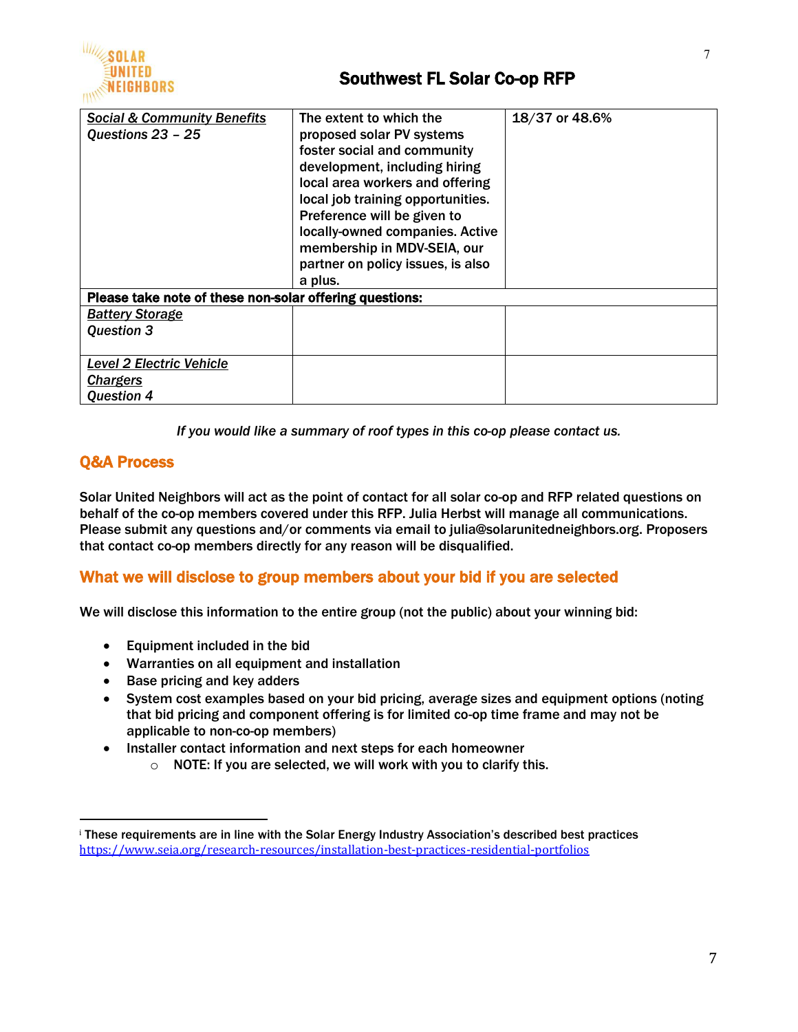| | | |
|---|---|---|
| ***Social & Community Benefits*** *Questions 23 – 25* | The extent to which the proposed solar PV systems foster social and community development, including hiring local area workers and offering local job training opportunities. Preference will be given to locally-owned companies. Active membership in MDV-SEIA, our partner on policy issues, is also a plus. | 18/37 or 48.6% |
| **Please take note of these non-solar offering questions:** | | |
| ***Battery Storage*** *Question 3* | | |
| ***Level 2 Electric Vehicle Chargers*** *Question 4* | | |

*If you would like a summary of roof types in this co-op please contact us.*

## Q&A Process

Solar United Neighbors will act as the point of contact for all solar co-op and RFP related questions on behalf of the co-op members covered under this RFP. Julia Herbst will manage all communications. Please submit any questions and/or comments via email to julia@solarunitedneighbors.org. Proposers that contact co-op members directly for any reason will be disqualified.

## What we will disclose to group members about your bid if you are selected

We will disclose this information to the entire group (not the public) about your winning bid:

- Equipment included in the bid
- Warranties on all equipment and installation
- Base pricing and key adders
- System cost examples based on your bid pricing, average sizes and equipment options (noting that bid pricing and component offering is for limited co-op time frame and may not be applicable to non-co-op members)
- Installer contact information and next steps for each homeowner
  - NOTE: If you are selected, we will work with you to clarify this.

---

[i] These requirements are in line with the Solar Energy Industry Association's described best practices https://www.seia.org/research-resources/installation-best-practices-residential-portfolios